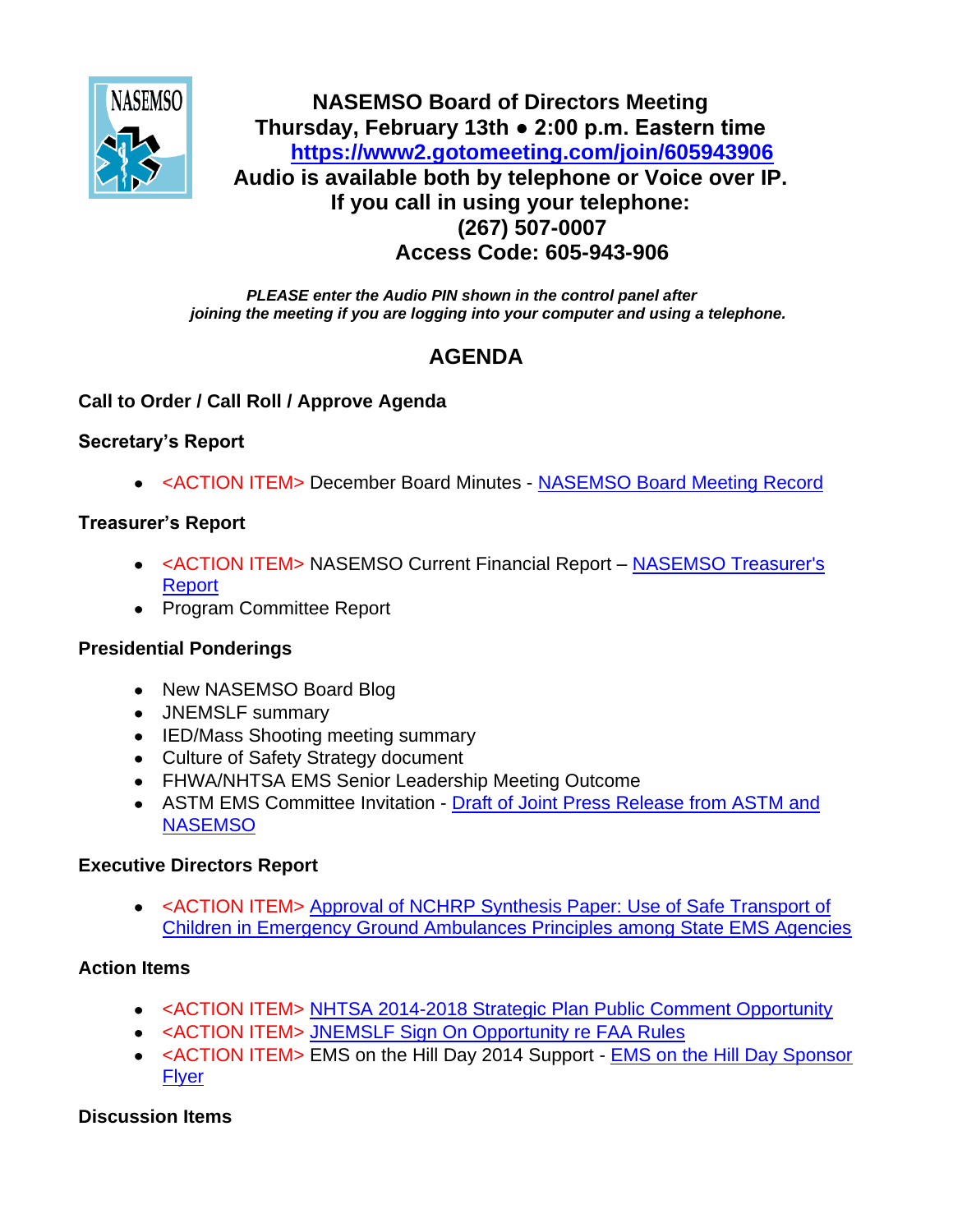# NASEMSO Board of Directors Meeting

**Thursday, February 13th ● 2:00 p.m. Eastern time**

**https://www2.gotomeeting.com/join/605943906**

**Audio is available both by telephone or Voice over IP.**

**If you call in using your telephone:**

**(267) 507-0007**

**Access Code: 605-943-906**

***PLEASE enter the Audio PIN shown in the control panel after joining the meeting if you are logging into your computer and using a telephone.***

## AGENDA

### Call to Order / Call Roll / Approve Agenda

### Secretary's Report

- <ACTION ITEM> December Board Minutes - NASEMSO Board Meeting Record

### Treasurer's Report

- <ACTION ITEM> NASEMSO Current Financial Report – NASEMSO Treasurer's Report
- Program Committee Report

### Presidential Ponderings

- New NASEMSO Board Blog
- JNEMSLF summary
- IED/Mass Shooting meeting summary
- Culture of Safety Strategy document
- FHWA/NHTSA EMS Senior Leadership Meeting Outcome
- ASTM EMS Committee Invitation - Draft of Joint Press Release from ASTM and NASEMSO

### Executive Directors Report

- <ACTION ITEM> Approval of NCHRP Synthesis Paper: Use of Safe Transport of Children in Emergency Ground Ambulances Principles among State EMS Agencies

### Action Items

- <ACTION ITEM> NHTSA 2014-2018 Strategic Plan Public Comment Opportunity
- <ACTION ITEM> JNEMSLF Sign On Opportunity re FAA Rules
- <ACTION ITEM> EMS on the Hill Day 2014 Support - EMS on the Hill Day Sponsor Flyer

### Discussion Items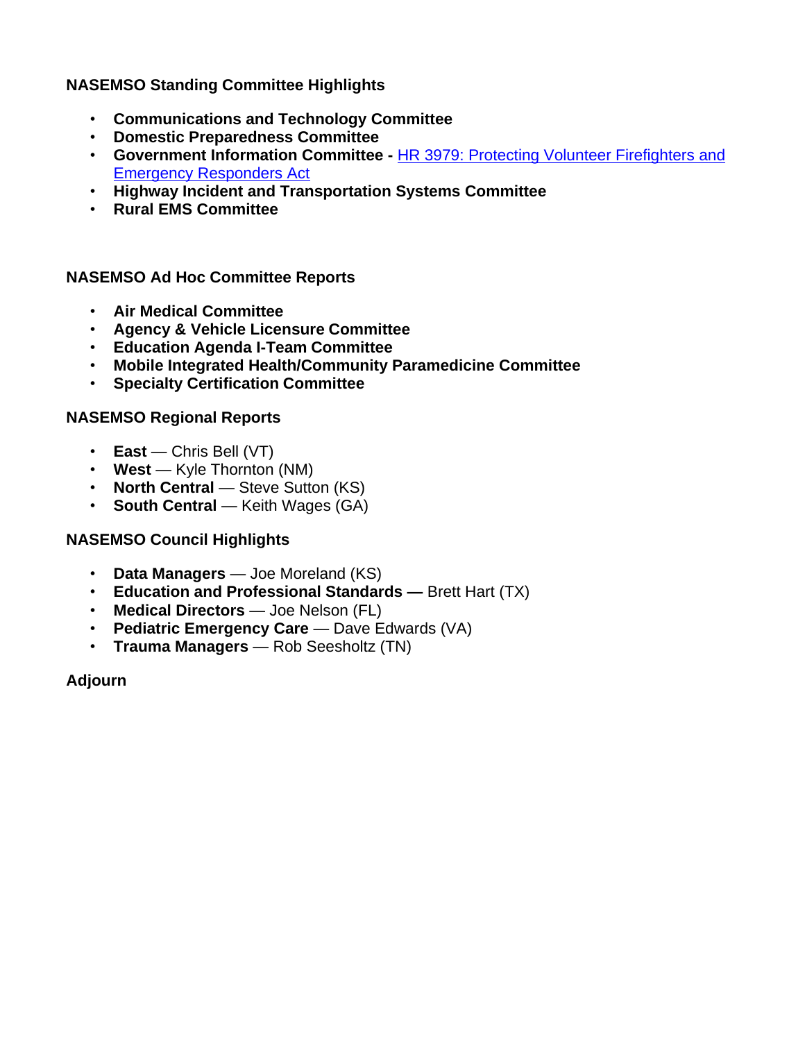**NASEMSO Standing Committee Highlights**

- **Communications and Technology Committee**
- **Domestic Preparedness Committee**
- **Government Information Committee -** HR 3979: Protecting Volunteer Firefighters and Emergency Responders Act
- **Highway Incident and Transportation Systems Committee**
- **Rural EMS Committee**

**NASEMSO Ad Hoc Committee Reports**

- **Air Medical Committee**
- **Agency & Vehicle Licensure Committee**
- **Education Agenda I-Team Committee**
- **Mobile Integrated Health/Community Paramedicine Committee**
- **Specialty Certification Committee**

**NASEMSO Regional Reports**

- **East** — Chris Bell (VT)
- **West** — Kyle Thornton (NM)
- **North Central** — Steve Sutton (KS)
- **South Central** — Keith Wages (GA)

**NASEMSO Council Highlights**

- **Data Managers** — Joe Moreland (KS)
- **Education and Professional Standards —** Brett Hart (TX)
- **Medical Directors** — Joe Nelson (FL)
- **Pediatric Emergency Care** — Dave Edwards (VA)
- **Trauma Managers** — Rob Seesholtz (TN)

**Adjourn**